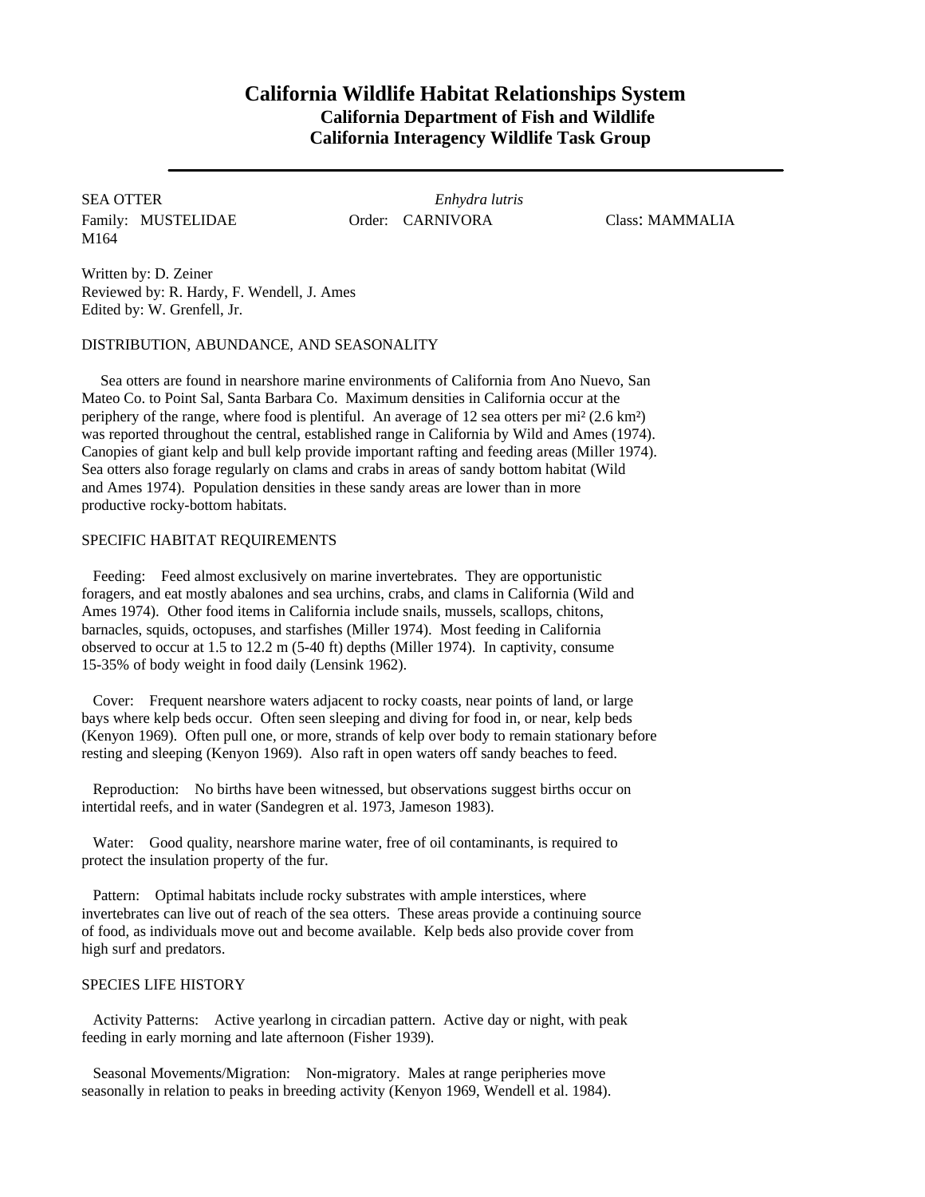# California Wildlife Habitat Relationships System

### California Department of Fish and Wildlife
### California Interagency Wildlife Task Group

---

SEA OTTER *Enhydra lutris*
Family: MUSTELIDAE Order: CARNIVORA Class: MAMMALIA
M164

Written by: D. Zeiner
Reviewed by: R. Hardy, F. Wendell, J. Ames
Edited by: W. Grenfell, Jr.

## DISTRIBUTION, ABUNDANCE, AND SEASONALITY

Sea otters are found in nearshore marine environments of California from Ano Nuevo, San Mateo Co. to Point Sal, Santa Barbara Co. Maximum densities in California occur at the periphery of the range, where food is plentiful. An average of 12 sea otters per mi² (2.6 km²) was reported throughout the central, established range in California by Wild and Ames (1974). Canopies of giant kelp and bull kelp provide important rafting and feeding areas (Miller 1974). Sea otters also forage regularly on clams and crabs in areas of sandy bottom habitat (Wild and Ames 1974). Population densities in these sandy areas are lower than in more productive rocky-bottom habitats.

## SPECIFIC HABITAT REQUIREMENTS

Feeding: Feed almost exclusively on marine invertebrates. They are opportunistic foragers, and eat mostly abalones and sea urchins, crabs, and clams in California (Wild and Ames 1974). Other food items in California include snails, mussels, scallops, chitons, barnacles, squids, octopuses, and starfishes (Miller 1974). Most feeding in California observed to occur at 1.5 to 12.2 m (5-40 ft) depths (Miller 1974). In captivity, consume 15-35% of body weight in food daily (Lensink 1962).

Cover: Frequent nearshore waters adjacent to rocky coasts, near points of land, or large bays where kelp beds occur. Often seen sleeping and diving for food in, or near, kelp beds (Kenyon 1969). Often pull one, or more, strands of kelp over body to remain stationary before resting and sleeping (Kenyon 1969). Also raft in open waters off sandy beaches to feed.

Reproduction: No births have been witnessed, but observations suggest births occur on intertidal reefs, and in water (Sandegren et al. 1973, Jameson 1983).

Water: Good quality, nearshore marine water, free of oil contaminants, is required to protect the insulation property of the fur.

Pattern: Optimal habitats include rocky substrates with ample interstices, where invertebrates can live out of reach of the sea otters. These areas provide a continuing source of food, as individuals move out and become available. Kelp beds also provide cover from high surf and predators.

## SPECIES LIFE HISTORY

Activity Patterns: Active yearlong in circadian pattern. Active day or night, with peak feeding in early morning and late afternoon (Fisher 1939).

Seasonal Movements/Migration: Non-migratory. Males at range peripheries move seasonally in relation to peaks in breeding activity (Kenyon 1969, Wendell et al. 1984).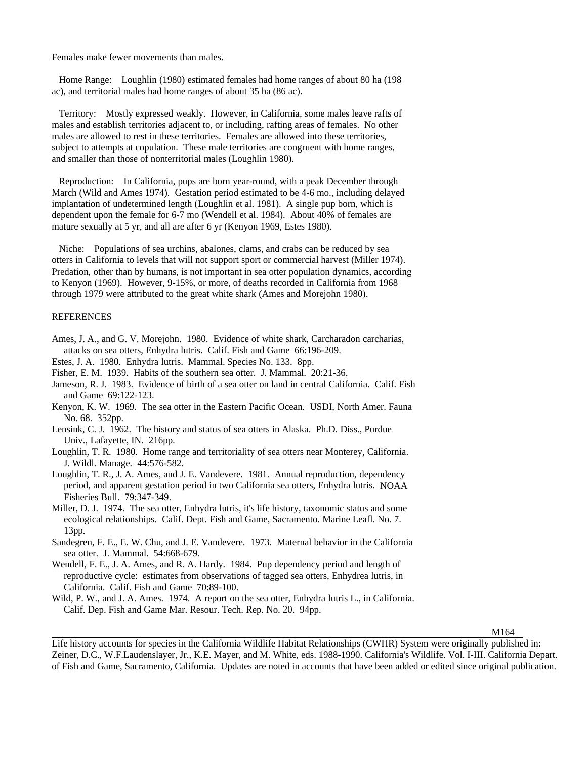Females make fewer movements than males.

Home Range: Loughlin (1980) estimated females had home ranges of about 80 ha (198 ac), and territorial males had home ranges of about 35 ha (86 ac).

Territory: Mostly expressed weakly. However, in California, some males leave rafts of males and establish territories adjacent to, or including, rafting areas of females. No other males are allowed to rest in these territories. Females are allowed into these territories, subject to attempts at copulation. These male territories are congruent with home ranges, and smaller than those of nonterritorial males (Loughlin 1980).

Reproduction: In California, pups are born year-round, with a peak December through March (Wild and Ames 1974). Gestation period estimated to be 4-6 mo., including delayed implantation of undetermined length (Loughlin et al. 1981). A single pup born, which is dependent upon the female for 6-7 mo (Wendell et al. 1984). About 40% of females are mature sexually at 5 yr, and all are after 6 yr (Kenyon 1969, Estes 1980).

Niche: Populations of sea urchins, abalones, clams, and crabs can be reduced by sea otters in California to levels that will not support sport or commercial harvest (Miller 1974). Predation, other than by humans, is not important in sea otter population dynamics, according to Kenyon (1969). However, 9-15%, or more, of deaths recorded in California from 1968 through 1979 were attributed to the great white shark (Ames and Morejohn 1980).

REFERENCES

Ames, J. A., and G. V. Morejohn. 1980. Evidence of white shark, Carcharadon carcharias, attacks on sea otters, Enhydra lutris. Calif. Fish and Game 66:196-209.

Estes, J. A. 1980. Enhydra lutris. Mammal. Species No. 133. 8pp.

Fisher, E. M. 1939. Habits of the southern sea otter. J. Mammal. 20:21-36.

Jameson, R. J. 1983. Evidence of birth of a sea otter on land in central California. Calif. Fish and Game 69:122-123.

Kenyon, K. W. 1969. The sea otter in the Eastern Pacific Ocean. USDI, North Amer. Fauna No. 68. 352pp.

Lensink, C. J. 1962. The history and status of sea otters in Alaska. Ph.D. Diss., Purdue Univ., Lafayette, IN. 216pp.

Loughlin, T. R. 1980. Home range and territoriality of sea otters near Monterey, California. J. Wildl. Manage. 44:576-582.

Loughlin, T. R., J. A. Ames, and J. E. Vandevere. 1981. Annual reproduction, dependency period, and apparent gestation period in two California sea otters, Enhydra lutris. NOAA Fisheries Bull. 79:347-349.

Miller, D. J. 1974. The sea otter, Enhydra lutris, it's life history, taxonomic status and some ecological relationships. Calif. Dept. Fish and Game, Sacramento. Marine Leafl. No. 7. 13pp.

Sandegren, F. E., E. W. Chu, and J. E. Vandevere. 1973. Maternal behavior in the California sea otter. J. Mammal. 54:668-679.

Wendell, F. E., J. A. Ames, and R. A. Hardy. 1984. Pup dependency period and length of reproductive cycle: estimates from observations of tagged sea otters, Enhydrea lutris, in California. Calif. Fish and Game 70:89-100.

Wild, P. W., and J. A. Ames. 1974. A report on the sea otter, Enhydra lutris L., in California. Calif. Dep. Fish and Game Mar. Resour. Tech. Rep. No. 20. 94pp.

M164

Life history accounts for species in the California Wildlife Habitat Relationships (CWHR) System were originally published in: Zeiner, D.C., W.F.Laudenslayer, Jr., K.E. Mayer, and M. White, eds. 1988-1990. California's Wildlife. Vol. I-III. California Depart. of Fish and Game, Sacramento, California. Updates are noted in accounts that have been added or edited since original publication.